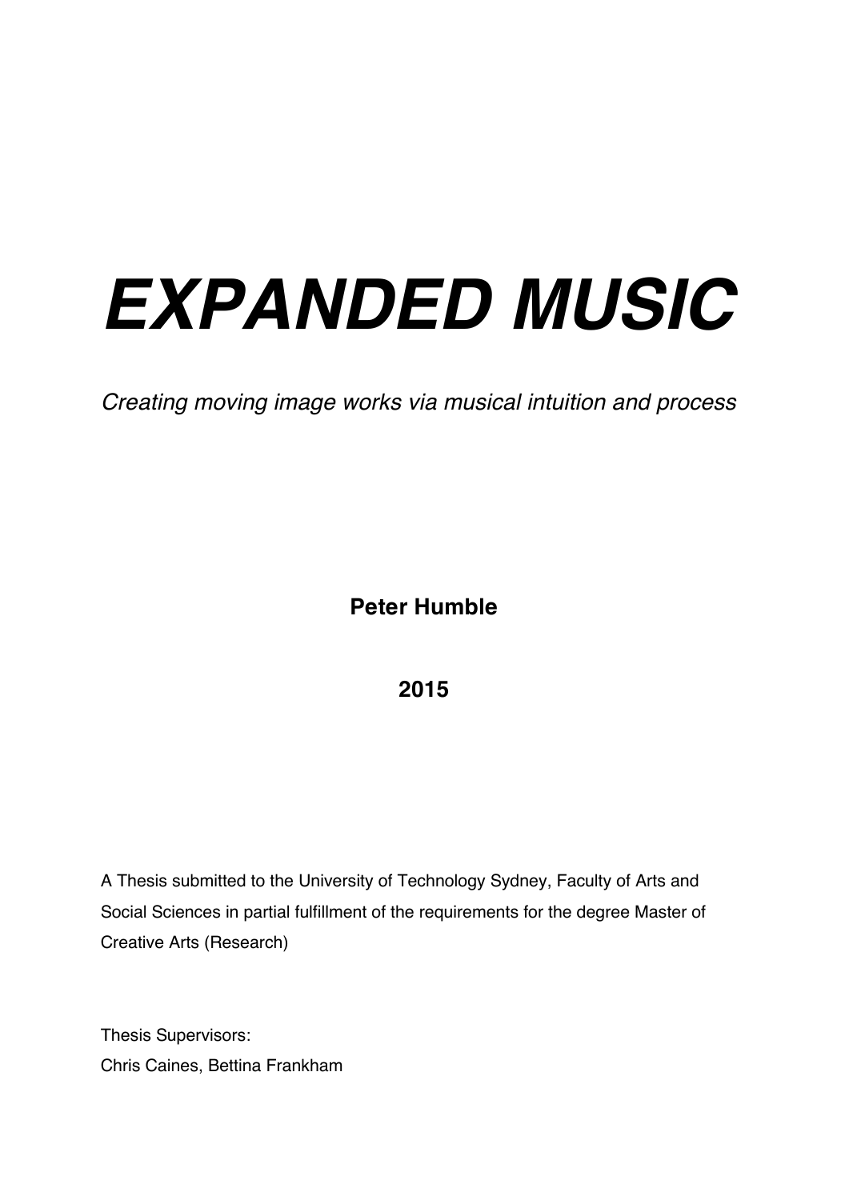# ***EXPANDED MUSIC***

*Creating moving image works via musical intuition and process*

**Peter Humble**

**2015**

A Thesis submitted to the University of Technology Sydney, Faculty of Arts and Social Sciences in partial fulfillment of the requirements for the degree Master of Creative Arts (Research)

Thesis Supervisors:
Chris Caines, Bettina Frankham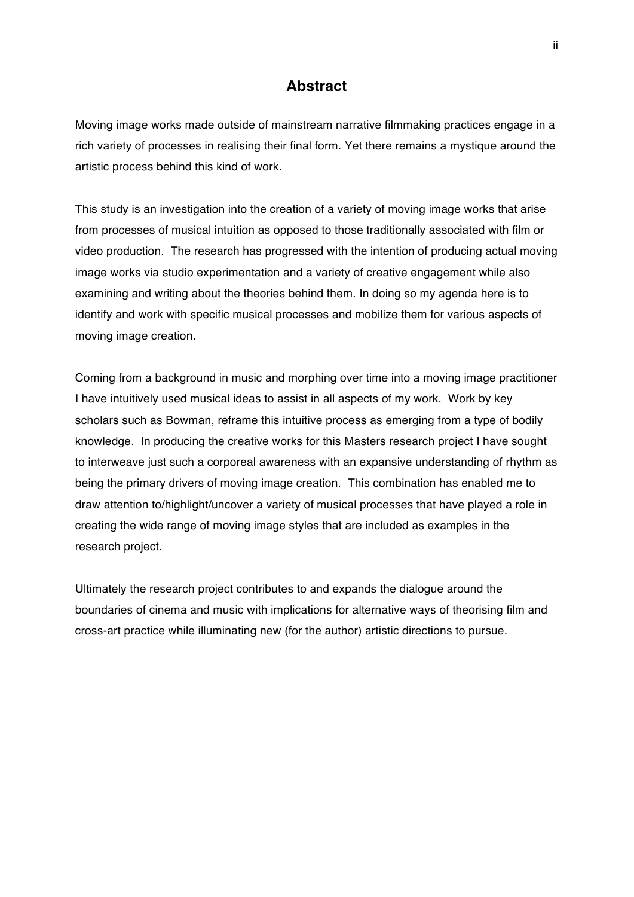## Abstract

Moving image works made outside of mainstream narrative filmmaking practices engage in a rich variety of processes in realising their final form. Yet there remains a mystique around the artistic process behind this kind of work.

This study is an investigation into the creation of a variety of moving image works that arise from processes of musical intuition as opposed to those traditionally associated with film or video production. The research has progressed with the intention of producing actual moving image works via studio experimentation and a variety of creative engagement while also examining and writing about the theories behind them. In doing so my agenda here is to identify and work with specific musical processes and mobilize them for various aspects of moving image creation.

Coming from a background in music and morphing over time into a moving image practitioner I have intuitively used musical ideas to assist in all aspects of my work. Work by key scholars such as Bowman, reframe this intuitive process as emerging from a type of bodily knowledge. In producing the creative works for this Masters research project I have sought to interweave just such a corporeal awareness with an expansive understanding of rhythm as being the primary drivers of moving image creation. This combination has enabled me to draw attention to/highlight/uncover a variety of musical processes that have played a role in creating the wide range of moving image styles that are included as examples in the research project.

Ultimately the research project contributes to and expands the dialogue around the boundaries of cinema and music with implications for alternative ways of theorising film and cross-art practice while illuminating new (for the author) artistic directions to pursue.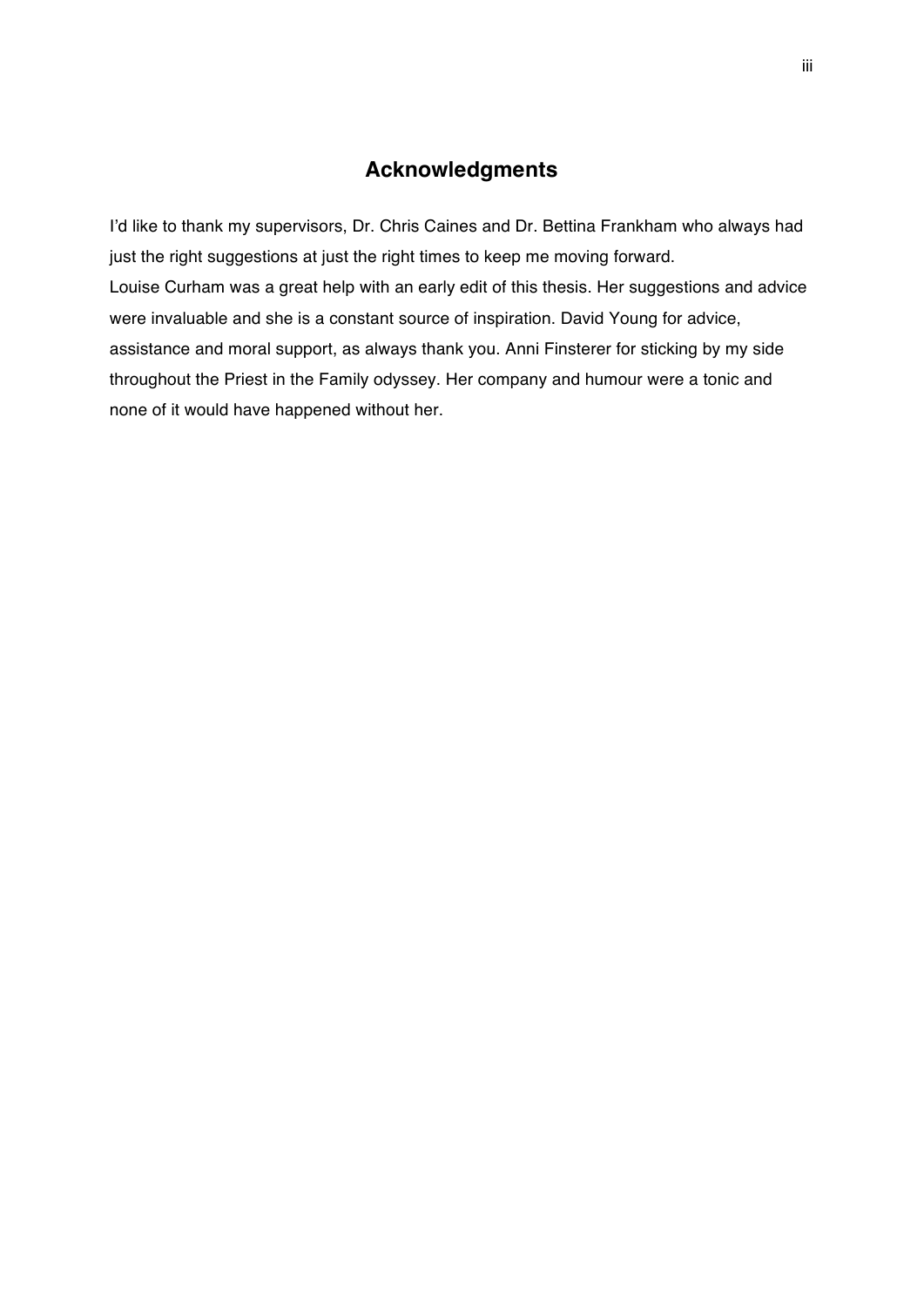## Acknowledgments

I'd like to thank my supervisors, Dr. Chris Caines and Dr. Bettina Frankham who always had just the right suggestions at just the right times to keep me moving forward.

Louise Curham was a great help with an early edit of this thesis. Her suggestions and advice were invaluable and she is a constant source of inspiration. David Young for advice, assistance and moral support, as always thank you. Anni Finsterer for sticking by my side throughout the Priest in the Family odyssey. Her company and humour were a tonic and none of it would have happened without her.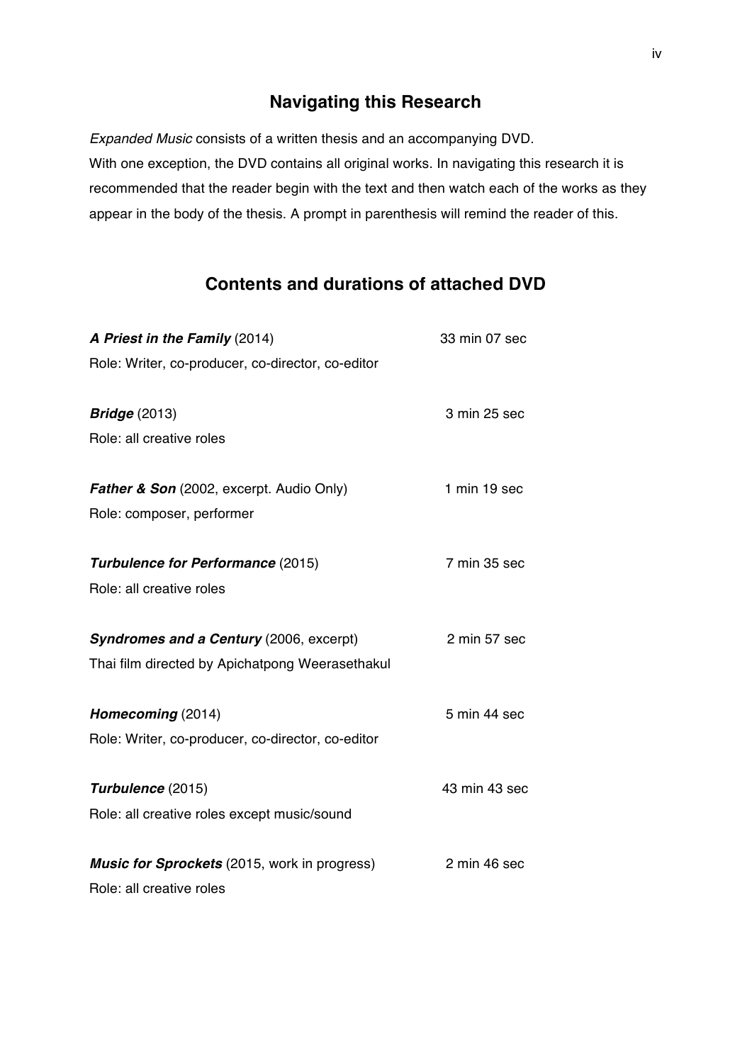## Navigating this Research

*Expanded Music* consists of a written thesis and an accompanying DVD.
With one exception, the DVD contains all original works. In navigating this research it is recommended that the reader begin with the text and then watch each of the works as they appear in the body of the thesis. A prompt in parenthesis will remind the reader of this.

## Contents and durations of attached DVD

***A Priest in the Family*** (2014) — 33 min 07 sec
Role: Writer, co-producer, co-director, co-editor

***Bridge*** (2013) — 3 min 25 sec
Role: all creative roles

***Father & Son*** (2002, excerpt. Audio Only) — 1 min 19 sec
Role: composer, performer

***Turbulence for Performance*** (2015) — 7 min 35 sec
Role: all creative roles

***Syndromes and a Century*** (2006, excerpt) — 2 min 57 sec
Thai film directed by Apichatpong Weerasethakul

***Homecoming*** (2014) — 5 min 44 sec
Role: Writer, co-producer, co-director, co-editor

***Turbulence*** (2015) — 43 min 43 sec
Role: all creative roles except music/sound

***Music for Sprockets*** (2015, work in progress) — 2 min 46 sec
Role: all creative roles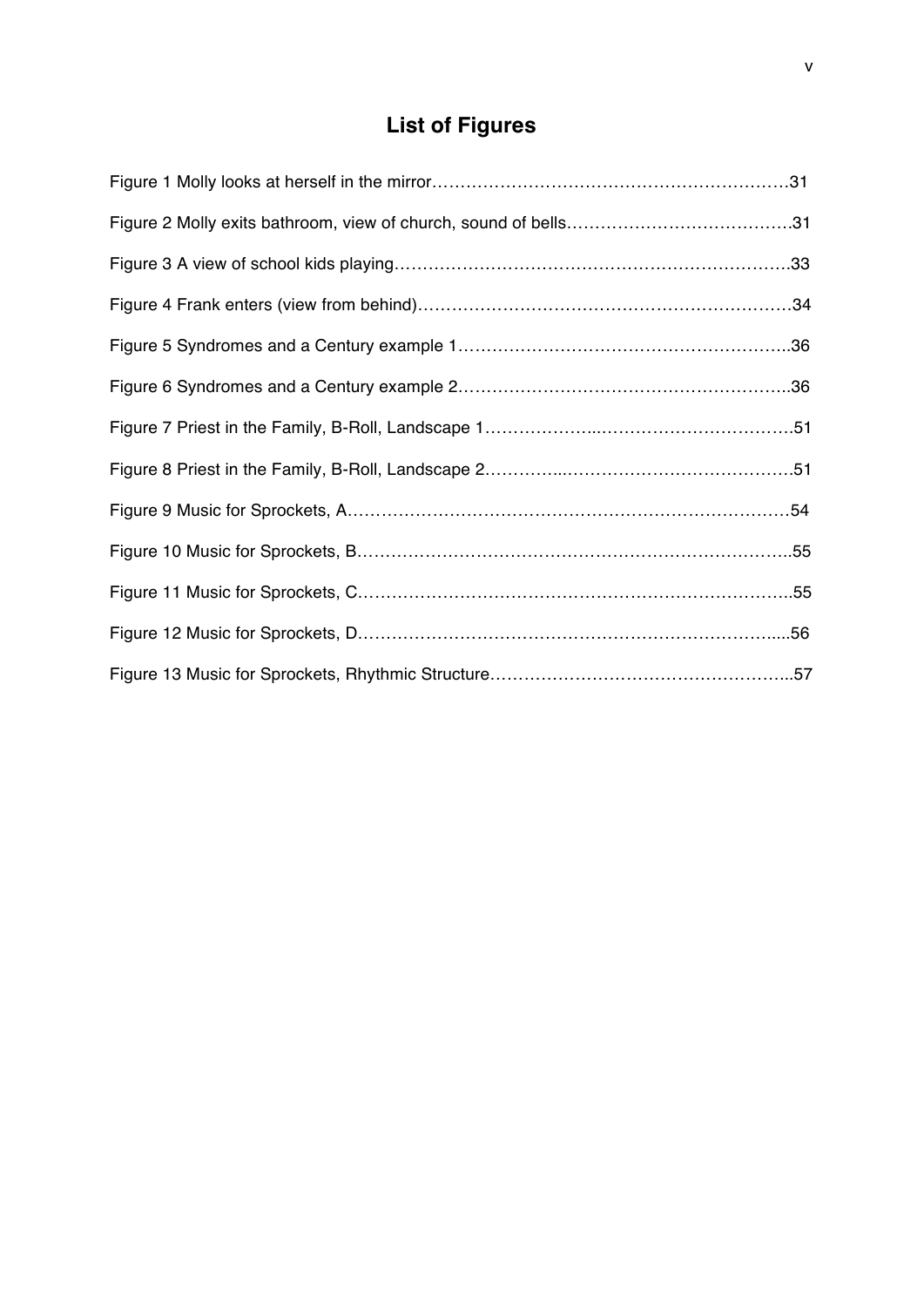# List of Figures

Figure 1 Molly looks at herself in the mirror……………………………………………………….31

Figure 2 Molly exits bathroom, view of church, sound of bells………………………………….31

Figure 3 A view of school kids playing…………………………………………………………….33

Figure 4 Frank enters (view from behind)………………………………………………………34

Figure 5 Syndromes and a Century example 1…………………………………………………..36

Figure 6 Syndromes and a Century example 2…………………………………………………..36

Figure 7 Priest in the Family, B-Roll, Landscape 1………………..…………………………….51

Figure 8 Priest in the Family, B-Roll, Landscape 2…………..…………………………………51

Figure 9 Music for Sprockets, A……………………………………………………………………54

Figure 10 Music for Sprockets, B…………………………………………………………………..55

Figure 11 Music for Sprockets, C…………………………………………………………………..55

Figure 12 Music for Sprockets, D………………………………………………………………....56

Figure 13 Music for Sprockets, Rhythmic Structure……………………………………………...57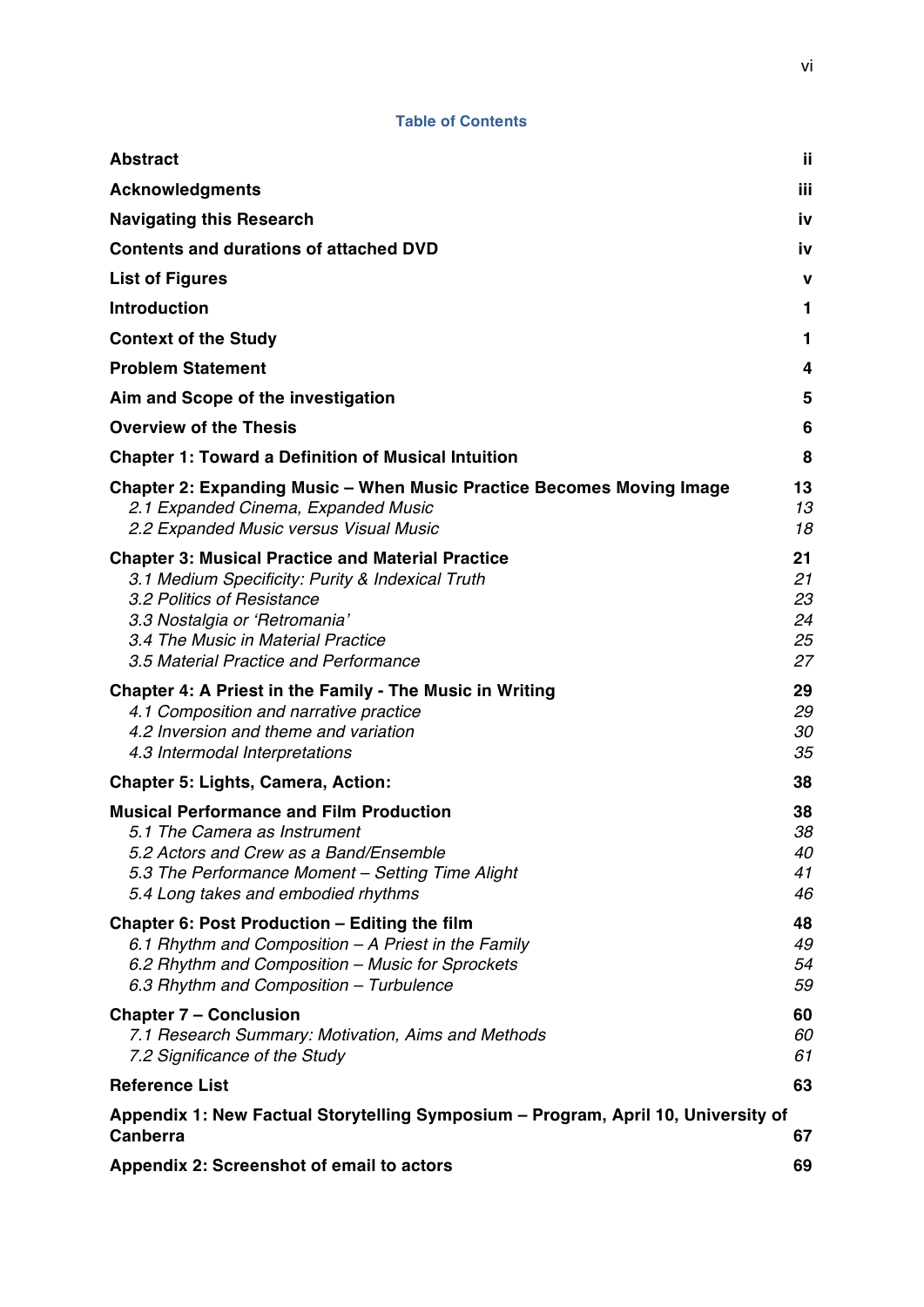## Table of Contents

| | |
|---|---|
| **Abstract** | **ii** |
| **Acknowledgments** | **iii** |
| **Navigating this Research** | **iv** |
| **Contents and durations of attached DVD** | **iv** |
| **List of Figures** | **v** |
| **Introduction** | **1** |
| **Context of the Study** | **1** |
| **Problem Statement** | **4** |
| **Aim and Scope of the investigation** | **5** |
| **Overview of the Thesis** | **6** |
| **Chapter 1: Toward a Definition of Musical Intuition** | **8** |
| **Chapter 2: Expanding Music – When Music Practice Becomes Moving Image** | **13** |
| *2.1 Expanded Cinema, Expanded Music* | *13* |
| *2.2 Expanded Music versus Visual Music* | *18* |
| **Chapter 3: Musical Practice and Material Practice** | **21** |
| *3.1 Medium Specificity: Purity & Indexical Truth* | *21* |
| *3.2 Politics of Resistance* | *23* |
| *3.3 Nostalgia or 'Retromania'* | *24* |
| *3.4 The Music in Material Practice* | *25* |
| *3.5 Material Practice and Performance* | *27* |
| **Chapter 4: A Priest in the Family - The Music in Writing** | **29** |
| *4.1 Composition and narrative practice* | *29* |
| *4.2 Inversion and theme and variation* | *30* |
| *4.3 Intermodal Interpretations* | *35* |
| **Chapter 5: Lights, Camera, Action:** | **38** |
| **Musical Performance and Film Production** | **38** |
| *5.1 The Camera as Instrument* | *38* |
| *5.2 Actors and Crew as a Band/Ensemble* | *40* |
| *5.3 The Performance Moment – Setting Time Alight* | *41* |
| *5.4 Long takes and embodied rhythms* | *46* |
| **Chapter 6: Post Production – Editing the film** | **48** |
| *6.1 Rhythm and Composition – A Priest in the Family* | *49* |
| *6.2 Rhythm and Composition – Music for Sprockets* | *54* |
| *6.3 Rhythm and Composition – Turbulence* | *59* |
| **Chapter 7 – Conclusion** | **60** |
| *7.1 Research Summary: Motivation, Aims and Methods* | *60* |
| *7.2 Significance of the Study* | *61* |
| **Reference List** | **63** |
| **Appendix 1: New Factual Storytelling Symposium – Program, April 10, University of Canberra** | **67** |
| **Appendix 2: Screenshot of email to actors** | **69** |